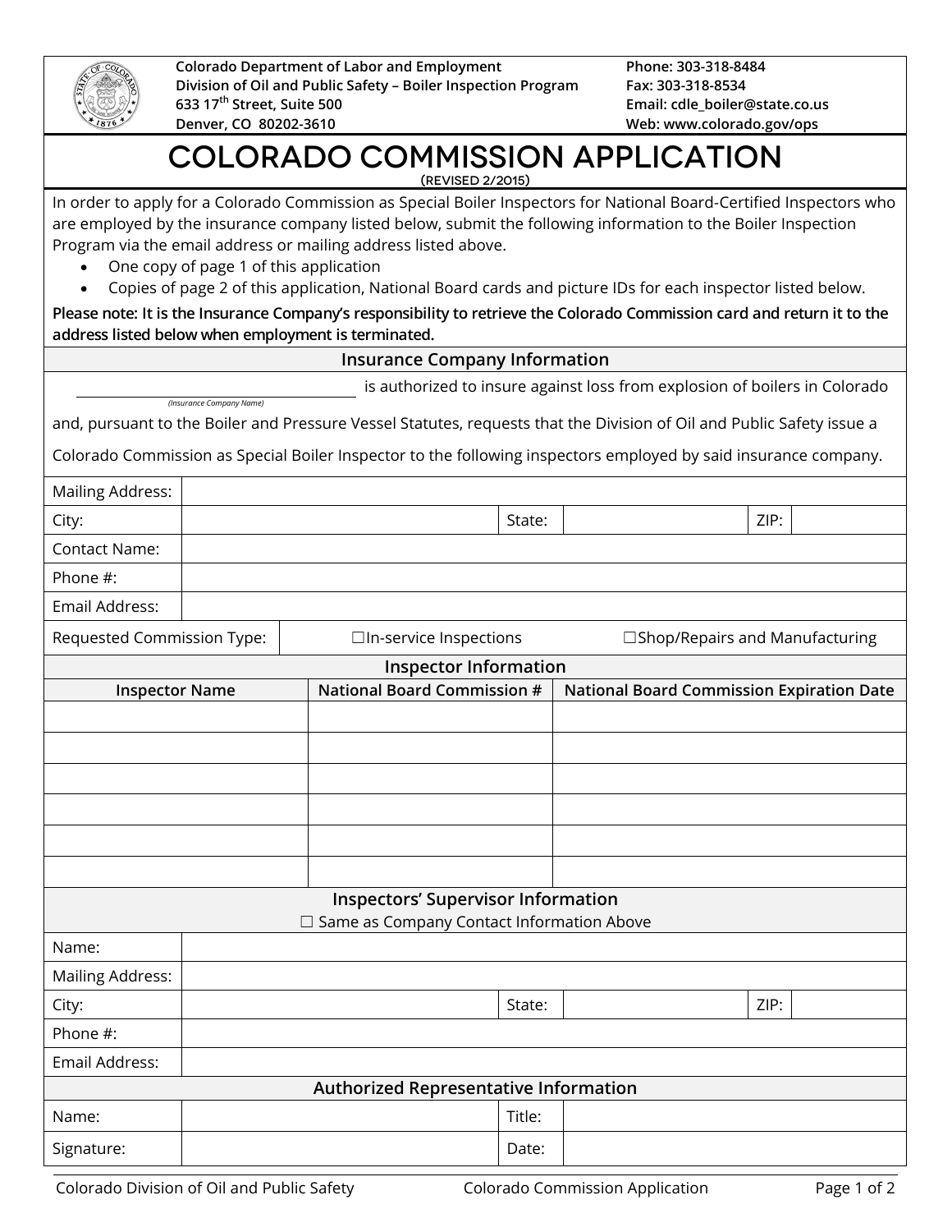Colorado Department of Labor and Employment
Division of Oil and Public Safety – Boiler Inspection Program
633 17th Street, Suite 500
Denver, CO 80202-3610

Phone: 303-318-8484
Fax: 303-318-8534
Email: cdle_boiler@state.co.us
Web: www.colorado.gov/ops

# COLORADO COMMISSION APPLICATION

(REVISED 2/2015)

In order to apply for a Colorado Commission as Special Boiler Inspectors for National Board-Certified Inspectors who are employed by the insurance company listed below, submit the following information to the Boiler Inspection Program via the email address or mailing address listed above.

- One copy of page 1 of this application
- Copies of page 2 of this application, National Board cards and picture IDs for each inspector listed below.

**Please note: It is the Insurance Company's responsibility to retrieve the Colorado Commission card and return it to the address listed below when employment is terminated.**

## Insurance Company Information

______________________________ is authorized to insure against loss from explosion of boilers in Colorado
*(Insurance Company Name)*

and, pursuant to the Boiler and Pressure Vessel Statutes, requests that the Division of Oil and Public Safety issue a Colorado Commission as Special Boiler Inspector to the following inspectors employed by said insurance company.

| | | | | | |
|---|---|---|---|---|---|
| Mailing Address: | | | | | |
| City: | | State: | | ZIP: | |
| Contact Name: | | | | | |
| Phone #: | | | | | |
| Email Address: | | | | | |

Requested Commission Type: ☐ In-service Inspections ☐ Shop/Repairs and Manufacturing

## Inspector Information

| Inspector Name | National Board Commission # | National Board Commission Expiration Date |
|---|---|---|
| | | |
| | | |
| | | |
| | | |
| | | |
| | | |

## Inspectors' Supervisor Information

☐ Same as Company Contact Information Above

| | | | | | |
|---|---|---|---|---|---|
| Name: | | | | | |
| Mailing Address: | | | | | |
| City: | | State: | | ZIP: | |
| Phone #: | | | | | |
| Email Address: | | | | | |

## Authorized Representative Information

| | | | |
|---|---|---|---|
| Name: | | Title: | |
| Signature: | | Date: | |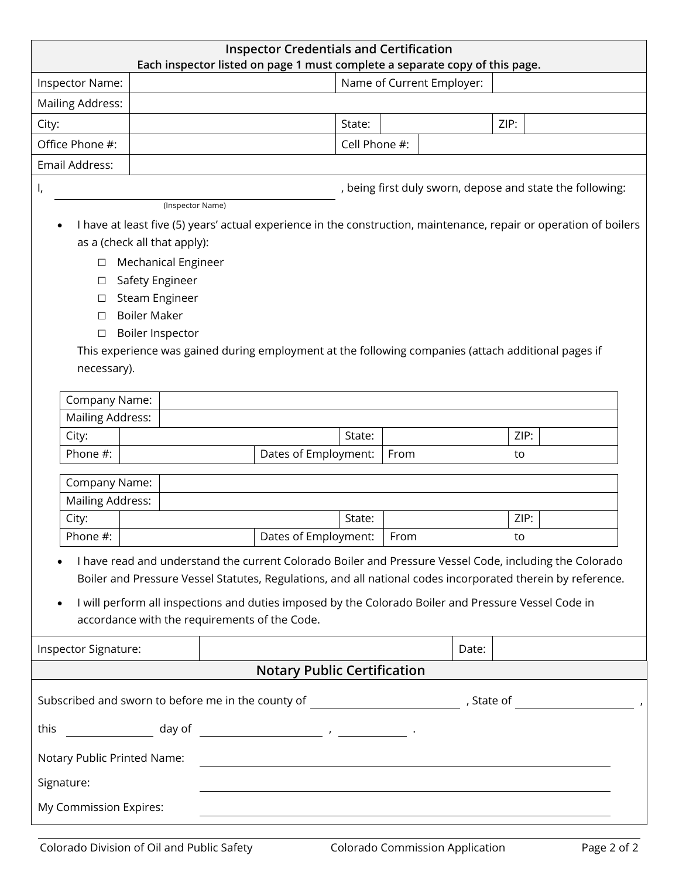## Inspector Credentials and Certification

**Each inspector listed on page 1 must complete a separate copy of this page.**

| | | | | | |
|---|---|---|---|---|---|
| Inspector Name: | | Name of Current Employer: | | | |
| Mailing Address: | | | | | |
| City: | | State: | | ZIP: | |
| Office Phone #: | | Cell Phone #: | | | |
| Email Address: | | | | | |

I, ______________________________ (Inspector Name), being first duly sworn, depose and state the following:

- I have at least five (5) years' actual experience in the construction, maintenance, repair or operation of boilers as a (check all that apply):
  - ☐ Mechanical Engineer
  - ☐ Safety Engineer
  - ☐ Steam Engineer
  - ☐ Boiler Maker
  - ☐ Boiler Inspector

  This experience was gained during employment at the following companies (attach additional pages if necessary).

| | | | | | |
|---|---|---|---|---|---|
| Company Name: | | | | | |
| Mailing Address: | | | | | |
| City: | | State: | | ZIP: | |
| Phone #: | | Dates of Employment: | From | to | |

| | | | | | |
|---|---|---|---|---|---|
| Company Name: | | | | | |
| Mailing Address: | | | | | |
| City: | | State: | | ZIP: | |
| Phone #: | | Dates of Employment: | From | to | |

- I have read and understand the current Colorado Boiler and Pressure Vessel Code, including the Colorado Boiler and Pressure Vessel Statutes, Regulations, and all national codes incorporated therein by reference.
- I will perform all inspections and duties imposed by the Colorado Boiler and Pressure Vessel Code in accordance with the requirements of the Code.

| | | | |
|---|---|---|---|
| Inspector Signature: | | Date: | |

## Notary Public Certification

Subscribed and sworn to before me in the county of ____________________, State of ____________________,

this __________ day of ____________________, __________.

Notary Public Printed Name: ______________________________

Signature: ______________________________

My Commission Expires: ______________________________